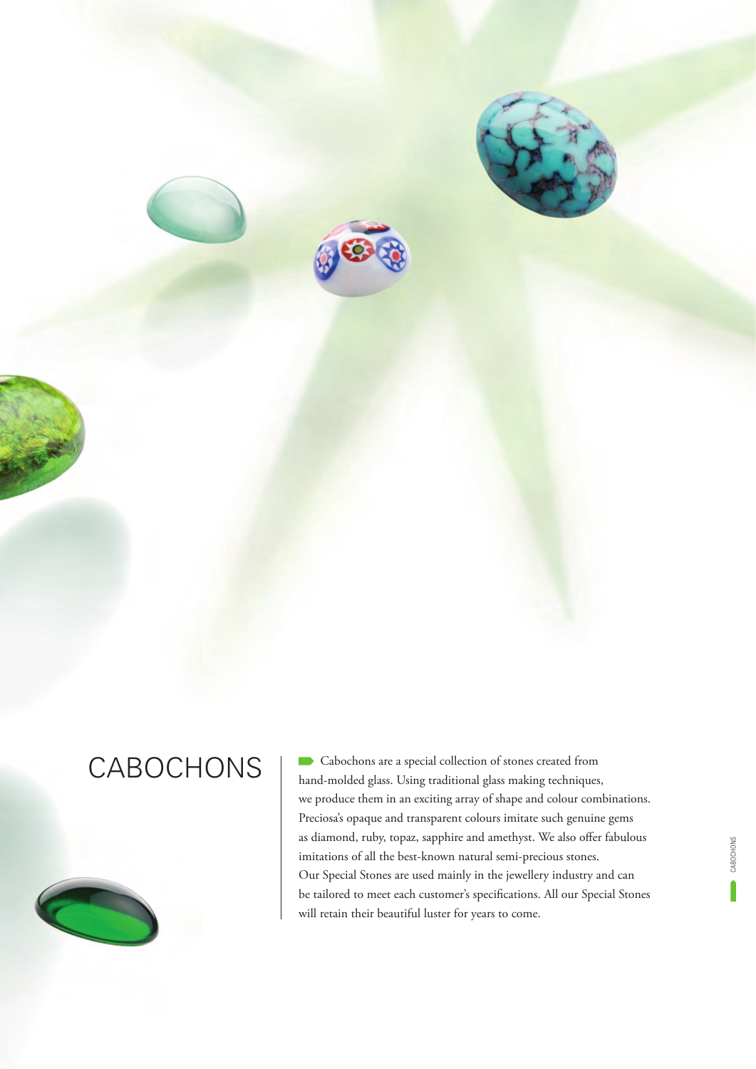# CABOCHONS

Cabochons are a special collection of stones created from hand-molded glass. Using traditional glass making techniques, we produce them in an exciting array of shape and colour combinations. Preciosa's opaque and transparent colours imitate such genuine gems as diamond, ruby, topaz, sapphire and amethyst. We also offer fabulous imitations of all the best-known natural semi-precious stones. Our Special Stones are used mainly in the jewellery industry and can be tailored to meet each customer's specifications. All our Special Stones will retain their beautiful luster for years to come.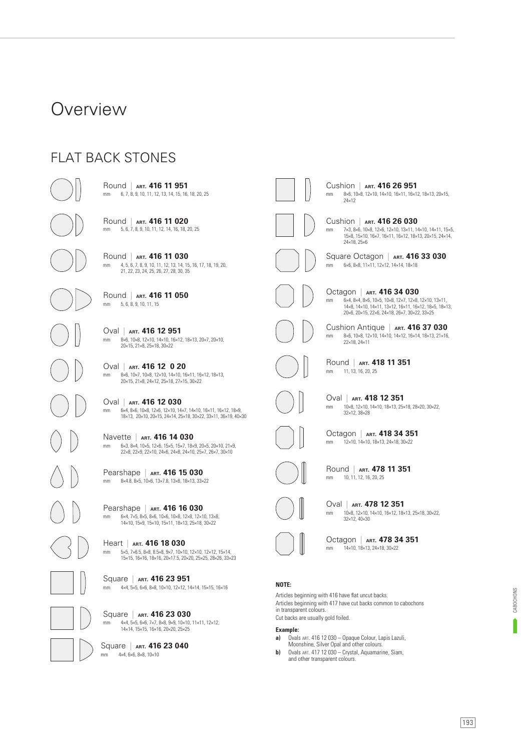# Overview

## FLAT BACK STONES

Round | **ART. 416 11 951**
mm 6, 7, 8, 9, 10, 11, 12, 13, 14, 15, 16, 18, 20, 25

Round | **ART. 416 11 020**
mm 5, 6, 7, 8, 9, 10, 11, 12, 14, 16, 18, 20, 25

Round | **ART. 416 11 030**
mm 4, 5, 6, 7, 8, 9, 10, 11, 12, 13, 14, 15, 16, 17, 18, 19, 20, 21, 22, 23, 24, 25, 26, 27, 28, 30, 35

Round | **ART. 416 11 050**
mm 5, 6, 8, 9, 10, 11, 15

Oval | **ART. 416 12 951**
mm 8×6, 10×8, 12×10, 14×10, 16×12, 18×13, 20×7, 20×10, 20×15, 21×8, 25×18, 30×22

Oval | **ART. 416 12 0 20**
mm 8×6, 10×7, 10×8, 12×10, 14×10, 16×11, 16×12, 18×13, 20×15, 21×8, 24×12, 25×18, 27×15, 30×22

Oval | **ART. 416 12 030**
mm 6×4, 8×6, 10×8, 12×6, 12×10, 14×7, 14×10, 16×11, 16×12, 18×9, 18×13, 20×10, 20×15, 24×14, 25×18, 30×22, 33×11, 36×19, 40×30

Navette | **ART. 416 14 030**
mm 6×3, 8×4, 10×5, 12×6, 15×5, 15×7, 18×9, 20×5, 20×10, 21×9, 22×8, 22×9, 22×10, 24×6, 24×8, 24×10, 25×7, 26×7, 30×10

Pearshape | **ART. 416 15 030**
mm 8×4.8, 8×5, 10×6, 13×7.8, 13×8, 18×13, 33×22

Pearshape | **ART. 416 16 030**
mm 6×4, 7×5, 8×5, 8×6, 10×6, 10×8, 12×8, 12×10, 13×8, 14×10, 15×9, 15×10, 15×11, 18×13, 25×18, 30×22

Heart | **ART. 416 18 030**
mm 5×5, 7×6.5, 8×8, 8.5×8, 9×7, 10×10, 12×10, 12×12, 15×14, 15×15, 16×16, 18×16, 20×17.5, 20×20, 25×25, 28×26, 33×23

Square | **ART. 416 23 951**
mm 4×4, 5×5, 6×6, 8×8, 10×10, 12×12, 14×14, 15×15, 16×16

Square | **ART. 416 23 030**
mm 4×4, 5×5, 6×6, 7×7, 8×8, 9×9, 10×10, 11×11, 12×12, 14×14, 15×15, 16×16, 20×20, 25×25

Square | **ART. 416 23 040**
mm 4×4, 6×6, 8×8, 10×10

Cushion | **ART. 416 26 951**
mm 8×6, 10×8, 12×10, 14×10, 16×11, 16×12, 18×13, 20×15, 24×12

Cushion | **ART. 416 26 030**
mm 7×3, 8×6, 10×8, 12×6, 12×10, 13×11, 14×10, 14×11, 15×5, 15×8, 15×10, 16×7, 16×11, 16×12, 18×13, 20×15, 24×14, 24×18, 25×6

Square Octagon | **ART. 416 33 030**
mm 6×6, 8×8, 11×11, 12×12, 14×14, 18×18

Octagon | **ART. 416 34 030**
mm 6×4, 8×4, 8×6, 10×5, 10×8, 12×7, 12×8, 12×10, 13×11, 14×8, 14×10, 14×11, 13×12, 16×11, 16×12, 18×5, 18×13, 20×6, 20×15, 22×6, 24×18, 26×7, 30×22, 33×25

Cushion Antique | **ART. 416 37 030**
mm 8×6, 10×8, 12×10, 14×10, 14×12, 16×14, 18×13, 21×16, 22×18, 24×11

Round | **ART. 418 11 351**
mm 11, 13, 16, 20, 25

Oval | **ART. 418 12 351**
mm 10×8, 12×10, 14×10, 18×13, 25×18, 28×20, 30×22, 32×12, 38×28

Octagon | **ART. 418 34 351**
mm 12×10, 14×10, 18×13, 24×18, 30×22

Round | **ART. 478 11 351**
mm 10, 11, 12, 16, 20, 25

Oval | **ART. 478 12 351**
mm 10×8, 12×10, 14×10, 16×12, 18×13, 25×18, 30×22, 32×12, 40×30

Octagon | **ART. 478 34 351**
mm 14×10, 18×13, 24×18, 30×22

**NOTE:**

Articles beginning with 416 have flat uncut backs.
Articles beginning with 417 have cut backs common to cabochons in transparent colours.
Cut backs are usually gold foiled.

**Example:**

**a)** Ovals ART. 416 12 030 – Opaque Colour, Lapis Lazuli, Moonshine, Silver Opal and other colours.
**b)** Ovals ART. 417 12 030 – Crystal, Aquamarine, Siam, and other transparent colours.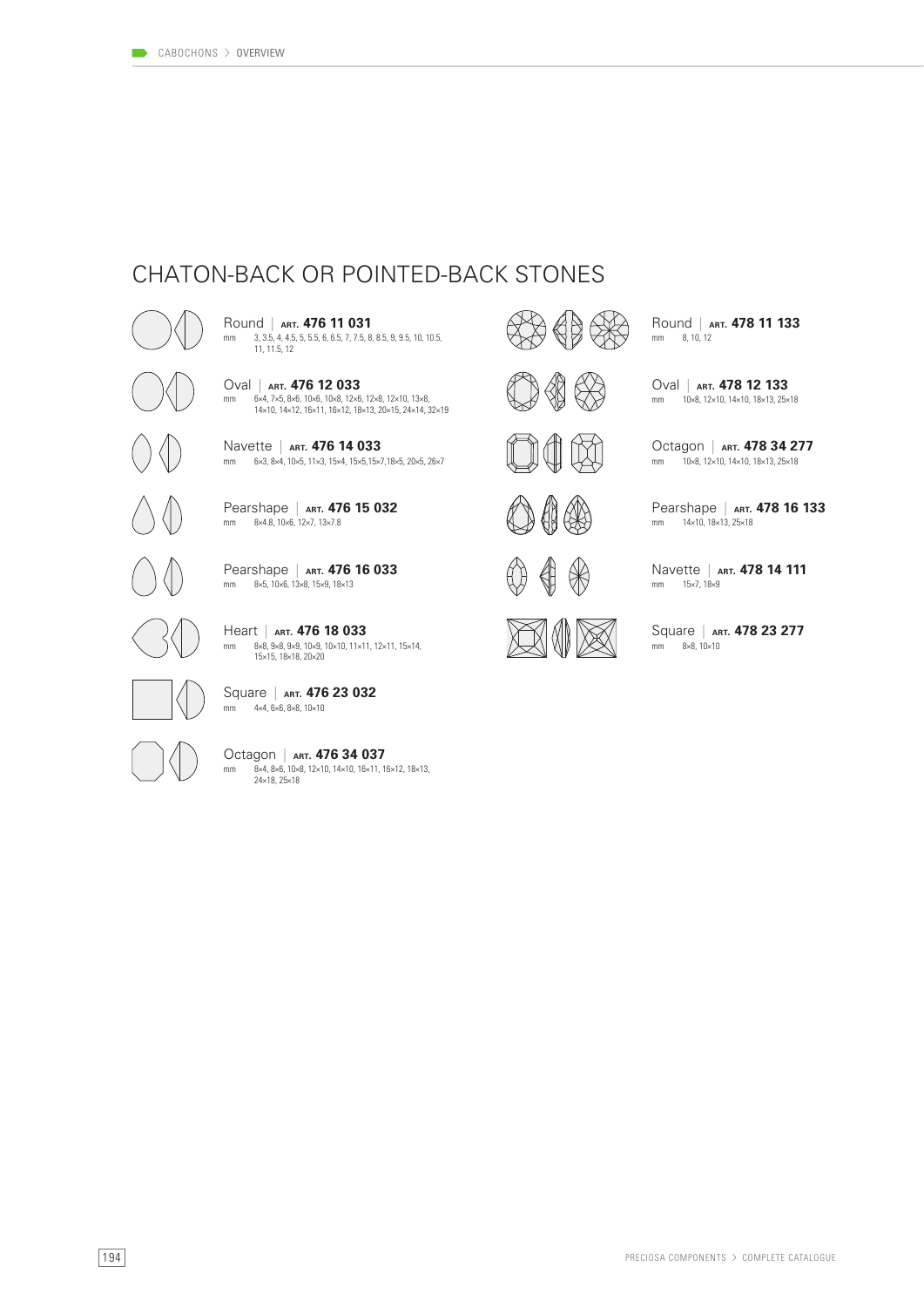# CHATON-BACK OR POINTED-BACK STONES

Round | ART. **476 11 031**
mm 3, 3.5, 4, 4.5, 5, 5.5, 6, 6.5, 7, 7.5, 8, 8.5, 9, 9.5, 10, 10.5, 11, 11.5, 12

Oval | ART. **476 12 033**
mm 6×4, 7×5, 8×6, 10×6, 10×8, 12×6, 12×8, 12×10, 13×8, 14×10, 14×12, 16×11, 16×12, 18×13, 20×15, 24×14, 32×19

Navette | ART. **476 14 033**
mm 6×3, 8×4, 10×5, 11×3, 15×4, 15×5,15×7,18×5, 20×5, 26×7

Pearshape | ART. **476 15 032**
mm 8×4.8, 10×6, 12×7, 13×7.8

Pearshape | ART. **476 16 033**
mm 8×5, 10×6, 13×8, 15×9, 18×13

Heart | ART. **476 18 033**
mm 8×8, 9×8, 9×9, 10×9, 10×10, 11×11, 12×11, 15×14, 15×15, 18×18, 20×20

Square | ART. **476 23 032**
mm 4×4, 6×6, 8×8, 10×10

Octagon | ART. **476 34 037**
mm 8×4, 8×6, 10×8, 12×10, 14×10, 16×11, 16×12, 18×13, 24×18, 25×18

Round | ART. **478 11 133**
mm 8, 10, 12

Oval | ART. **478 12 133**
mm 10×8, 12×10, 14×10, 18×13, 25×18

Octagon | ART. **478 34 277**
mm 10×8, 12×10, 14×10, 18×13, 25×18

Pearshape | ART. **478 16 133**
mm 14×10, 18×13, 25×18

Navette | ART. **478 14 111**
mm 15×7, 18×9

Square | ART. **478 23 277**
mm 8×8, 10×10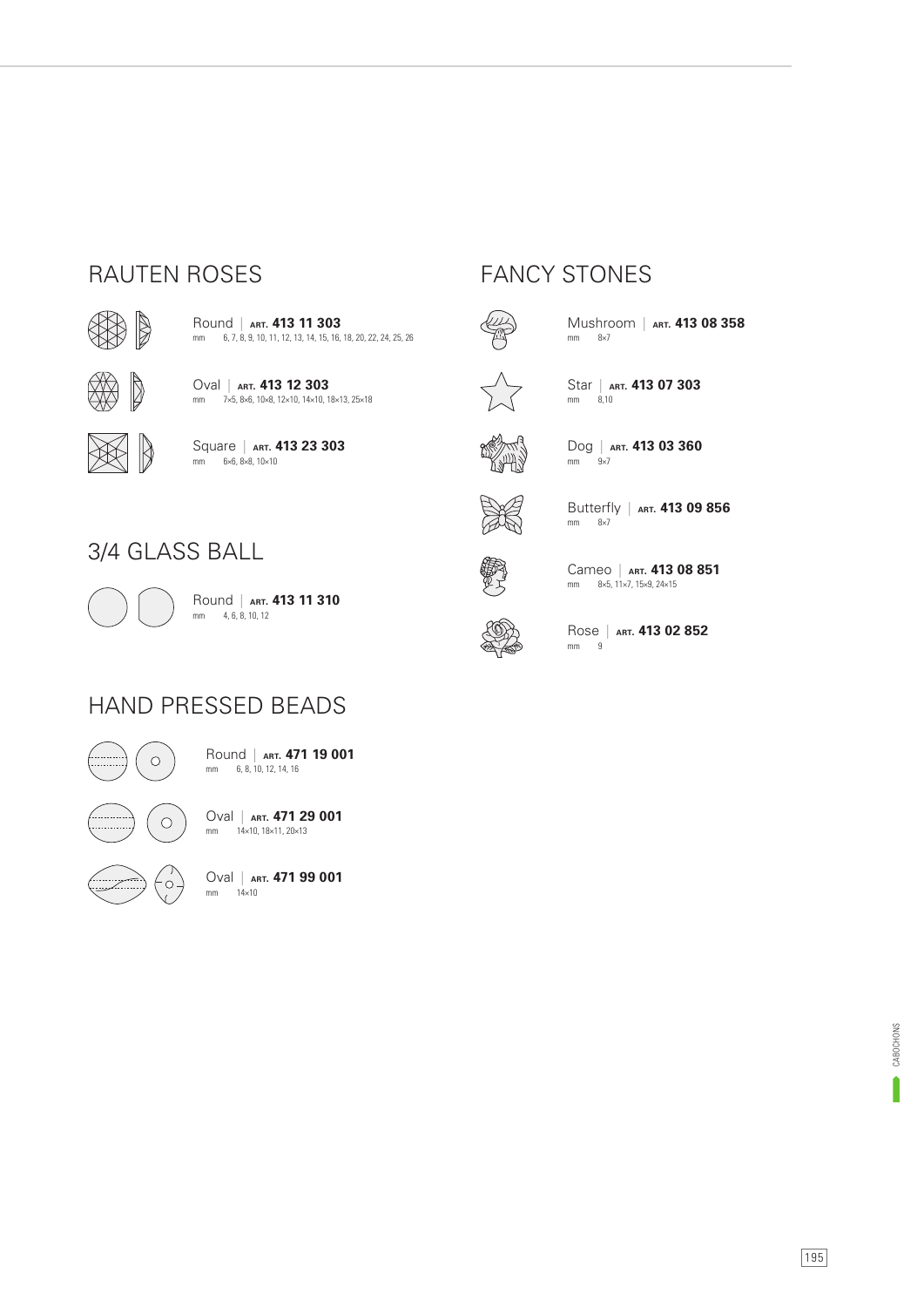## RAUTEN ROSES

Round | ART. **413 11 303**
mm 6, 7, 8, 9, 10, 11, 12, 13, 14, 15, 16, 18, 20, 22, 24, 25, 26

Oval | ART. **413 12 303**
mm 7×5, 8×6, 10×8, 12×10, 14×10, 18×13, 25×18

Square | ART. **413 23 303**
mm 6×6, 8×8, 10×10

## 3/4 GLASS BALL

Round | ART. **413 11 310**
mm 4, 6, 8, 10, 12

## HAND PRESSED BEADS

Round | ART. **471 19 001**
mm 6, 8, 10, 12, 14, 16

Oval | ART. **471 29 001**
mm 14×10, 18×11, 20×13

Oval | ART. **471 99 001**
mm 14×10

## FANCY STONES

Mushroom | ART. **413 08 358**
mm 8×7

Star | ART. **413 07 303**
mm 8,10

Dog | ART. **413 03 360**
mm 9×7

Butterfly | ART. **413 09 856**
mm 8×7

Cameo | ART. **413 08 851**
mm 8×5, 11×7, 15×9, 24×15

Rose | ART. **413 02 852**
mm 9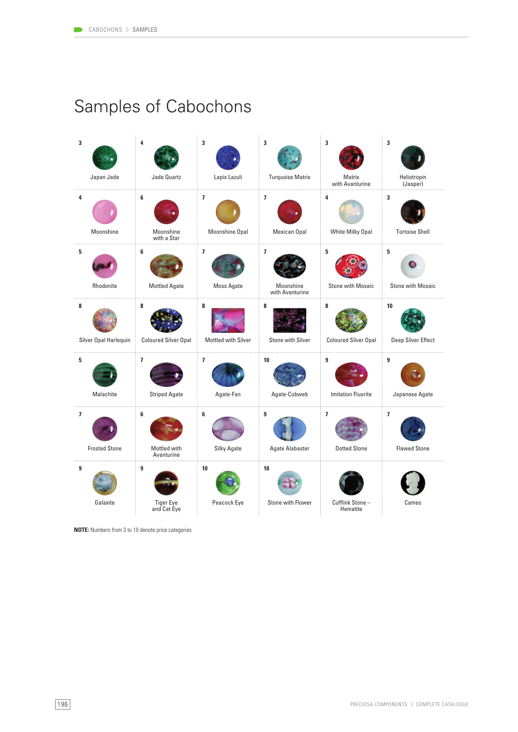# Samples of Cabochons

| | | | | | |
|---|---|---|---|---|---|
| 3 Japan Jade | 4 Jade Quartz | 3 Lapis Lazuli | 3 Turquoise Matrix | 3 Matrix with Avanturine | 3 Heliotropin (Jasper) |
| 4 Moonshine | 6 Moonshine with a Star | 7 Moonshine Opal | 7 Mexican Opal | 4 White Milky Opal | 3 Tortoise Shell |
| 5 Rhodonite | 6 Mottled Agate | 7 Moss Agate | 7 Moonshine with Avanturine | 5 Stone with Mosaic | 5 Stone with Mosaic |
| 8 Silver Opal Harlequin | 8 Coloured Silver Opal | 8 Mottled with Silver | 8 Stone with Silver | 8 Coloured Silver Opal | 10 Deep Silver Effect |
| 5 Malachite | 7 Striped Agate | 7 Agate-Fan | 10 Agate-Cobweb | 9 Imitation Fluorite | 9 Japanese Agate |
| 7 Frosted Stone | 6 Mottled with Avanturine | 6 Silky Agate | 9 Agate Alabaster | 7 Dotted Stone | 7 Flawed Stone |
| 9 Galaxite | 9 Tiger Eye and Cat Eye | 10 Peacock Eye | 10 Stone with Flower | Cufflink Stone – Hematite | Cameo |

**NOTE:** Numbers from 3 to 10 denote price categories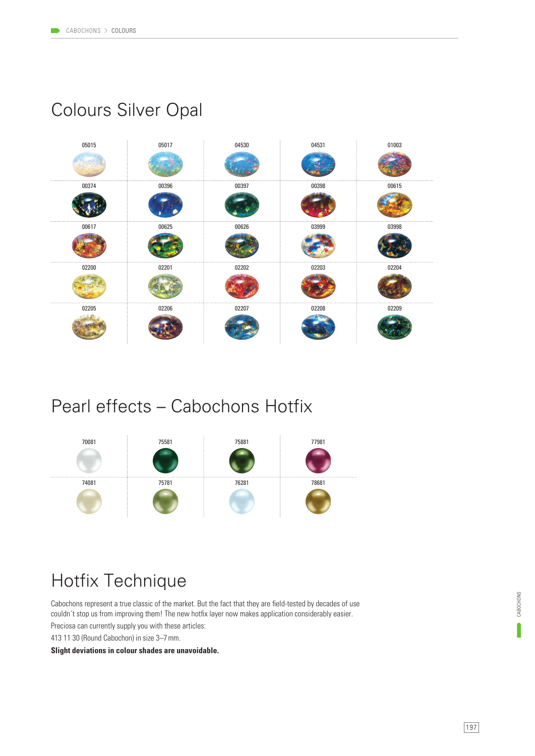# Colours Silver Opal

| 05015 | 05017 | 04530 | 04531 | 01003 |
|---|---|---|---|---|
| 00374 | 00396 | 00397 | 00398 | 00615 |
| 00617 | 00625 | 00626 | 03999 | 03998 |
| 02200 | 02201 | 02202 | 02203 | 02204 |
| 02205 | 02206 | 02207 | 02208 | 02209 |

# Pearl effects – Cabochons Hotfix

| 70081 | 75581 | 75881 | 77981 |
|---|---|---|---|
| 74081 | 75781 | 76281 | 78681 |

# Hotfix Technique

Cabochons represent a true classic of the market. But the fact that they are field-tested by decades of use couldn´t stop us from improving them! The new hotfix layer now makes application considerably easier.

Preciosa can currently supply you with these articles:

413 11 30 (Round Cabochon) in size 3–7 mm.

**Slight deviations in colour shades are unavoidable.**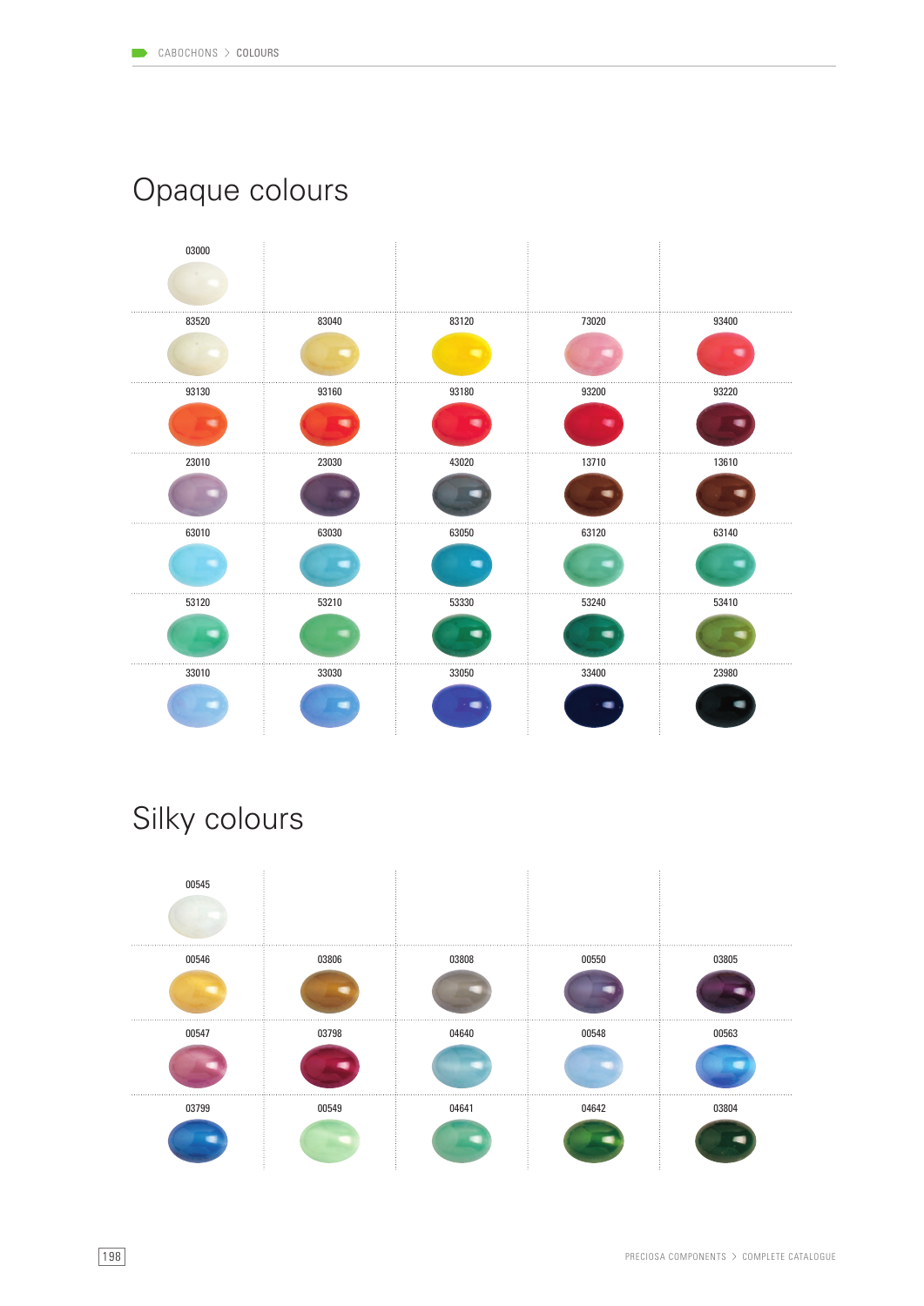# Opaque colours

| | | | | |
|---|---|---|---|---|
| 03000 | | | | |
| 83520 | 83040 | 83120 | 73020 | 93400 |
| 93130 | 93160 | 93180 | 93200 | 93220 |
| 23010 | 23030 | 43020 | 13710 | 13610 |
| 63010 | 63030 | 63050 | 63120 | 63140 |
| 53120 | 53210 | 53330 | 53240 | 53410 |
| 33010 | 33030 | 33050 | 33400 | 23980 |

# Silky colours

| | | | | |
|---|---|---|---|---|
| 00545 | | | | |
| 00546 | 03806 | 03808 | 00550 | 03805 |
| 00547 | 03798 | 04640 | 00548 | 00563 |
| 03799 | 00549 | 04641 | 04642 | 03804 |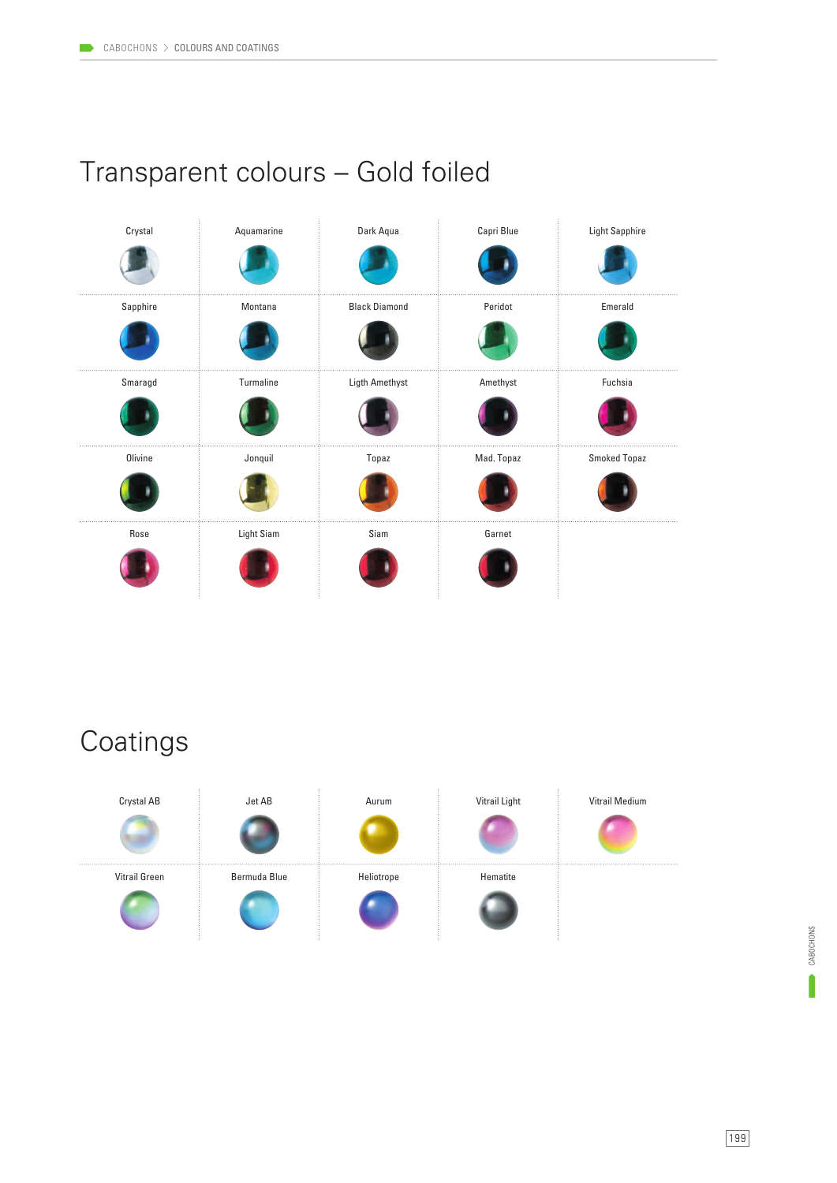# Transparent colours – Gold foiled

| | | | | |
|---|---|---|---|---|
| Crystal | Aquamarine | Dark Aqua | Capri Blue | Light Sapphire |
| Sapphire | Montana | Black Diamond | Peridot | Emerald |
| Smaragd | Turmaline | Ligth Amethyst | Amethyst | Fuchsia |
| Olivine | Jonquil | Topaz | Mad. Topaz | Smoked Topaz |
| Rose | Light Siam | Siam | Garnet | |

# Coatings

| | | | | |
|---|---|---|---|---|
| Crystal AB | Jet AB | Aurum | Vitrail Light | Vitrail Medium |
| Vitrail Green | Bermuda Blue | Heliotrope | Hematite | |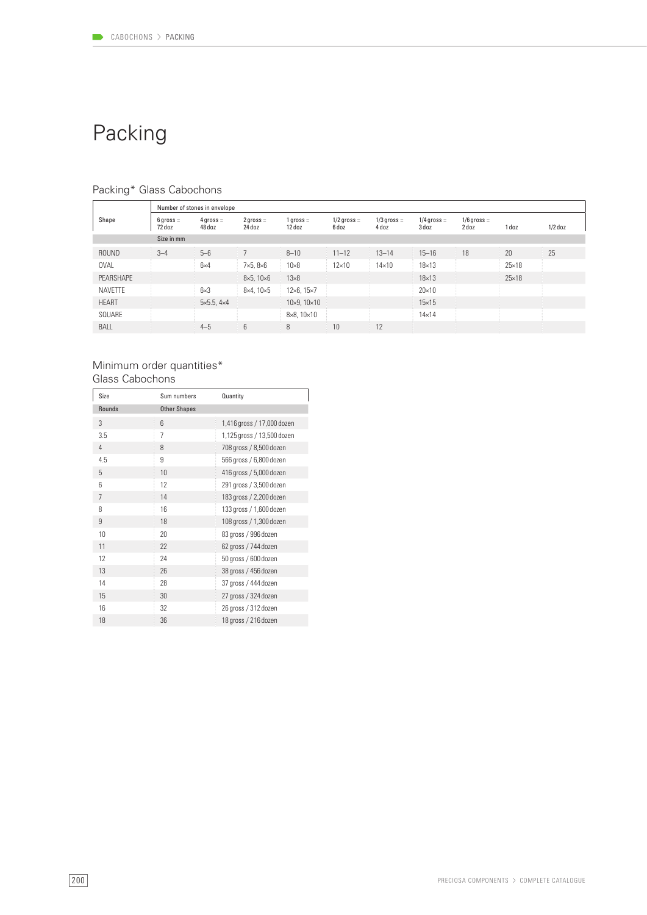// Packing

## Packing* Glass Cabochons

| Shape | Number of stones in envelope | | | | | | | | | |
|---|---|---|---|---|---|---|---|---|---|---|
| | 6 gross = 72 doz | 4 gross = 48 doz | 2 gross = 24 doz | 1 gross = 12 doz | 1/2 gross = 6 doz | 1/3 gross = 4 doz | 1/4 gross = 3 doz | 1/6 gross = 2 doz | 1 doz | 1/2 doz |
| | Size in mm | | | | | | | | | |
| ROUND | 3–4 | 5–6 | 7 | 8–10 | 11–12 | 13–14 | 15–16 | 18 | 20 | 25 |
| OVAL | | 6×4 | 7×5, 8×6 | 10×8 | 12×10 | 14×10 | 18×13 | | 25×18 | |
| PEARSHAPE | | | 8×5, 10×6 | 13×8 | | | 18×13 | | 25×18 | |
| NAVETTE | | 6×3 | 8×4, 10×5 | 12×6, 15×7 | | | 20×10 | | | |
| HEART | | 5×5.5, 4×4 | | 10×9, 10×10 | | | 15×15 | | | |
| SQUARE | | | | 8×8, 10×10 | | | 14×14 | | | |
| BALL | | 4–5 | 6 | 8 | 10 | 12 | | | | |

## Minimum order quantities* Glass Cabochons

| Size | Sum numbers | Quantity |
|---|---|---|
| Rounds | Other Shapes | |
| 3 | 6 | 1,416 gross / 17,000 dozen |
| 3.5 | 7 | 1,125 gross / 13,500 dozen |
| 4 | 8 | 708 gross / 8,500 dozen |
| 4.5 | 9 | 566 gross / 6,800 dozen |
| 5 | 10 | 416 gross / 5,000 dozen |
| 6 | 12 | 291 gross / 3,500 dozen |
| 7 | 14 | 183 gross / 2,200 dozen |
| 8 | 16 | 133 gross / 1,600 dozen |
| 9 | 18 | 108 gross / 1,300 dozen |
| 10 | 20 | 83 gross / 996 dozen |
| 11 | 22 | 62 gross / 744 dozen |
| 12 | 24 | 50 gross / 600 dozen |
| 13 | 26 | 38 gross / 456 dozen |
| 14 | 28 | 37 gross / 444 dozen |
| 15 | 30 | 27 gross / 324 dozen |
| 16 | 32 | 26 gross / 312 dozen |
| 18 | 36 | 18 gross / 216 dozen |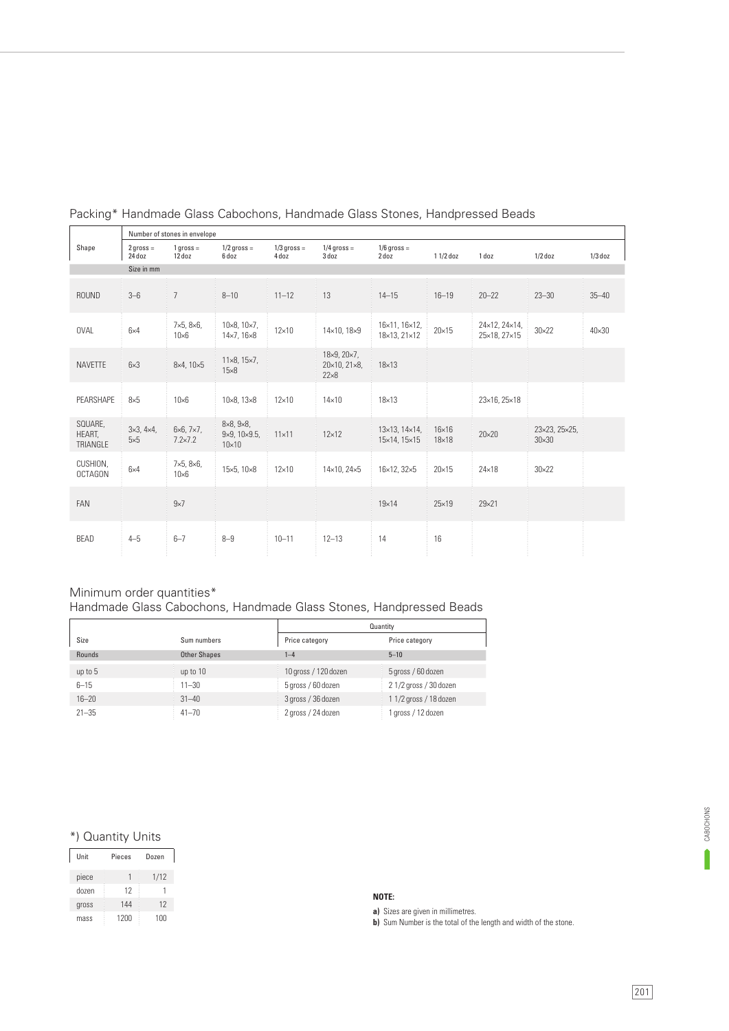## Packing* Handmade Glass Cabochons, Handmade Glass Stones, Handpressed Beads

| Shape | Number of stones in envelope | | | | | | | | | |
|---|---|---|---|---|---|---|---|---|---|---|
| | 2 gross = 24 doz | 1 gross = 12 doz | 1/2 gross = 6 doz | 1/3 gross = 4 doz | 1/4 gross = 3 doz | 1/6 gross = 2 doz | 1 1/2 doz | 1 doz | 1/2 doz | 1/3 doz |
| | Size in mm | | | | | | | | | |
| ROUND | 3–6 | 7 | 8–10 | 11–12 | 13 | 14–15 | 16–19 | 20–22 | 23–30 | 35–40 |
| OVAL | 6×4 | 7×5, 8×6, 10×6 | 10×8, 10×7, 14×7, 16×8 | 12×10 | 14×10, 18×9 | 16×11, 16×12, 18×13, 21×12 | 20×15 | 24×12, 24×14, 25×18, 27×15 | 30×22 | 40×30 |
| NAVETTE | 6×3 | 8×4, 10×5 | 11×8, 15×7, 15×8 | | 18×9, 20×7, 20×10, 21×8, 22×8 | 18×13 | | | | |
| PEARSHAPE | 8×5 | 10×6 | 10×8, 13×8 | 12×10 | 14×10 | 18×13 | | 23×16, 25×18 | | |
| SQUARE, HEART, TRIANGLE | 3×3, 4×4, 5×5 | 6×6, 7×7, 7.2×7.2 | 8×8, 9×8, 9×9, 10×9.5, 10×10 | 11×11 | 12×12 | 13×13, 14×14, 15×14, 15×15 | 16×16 18×18 | 20×20 | 23×23, 25×25, 30×30 | |
| CUSHION, OCTAGON | 6×4 | 7×5, 8×6, 10×6 | 15×5, 10×8 | 12×10 | 14×10, 24×5 | 16×12, 32×5 | 20×15 | 24×18 | 30×22 | |
| FAN | | 9×7 | | | | 19×14 | 25×19 | 29×21 | | |
| BEAD | 4–5 | 6–7 | 8–9 | 10–11 | 12–13 | 14 | 16 | | | |

## Minimum order quantities*
## Handmade Glass Cabochons, Handmade Glass Stones, Handpressed Beads

| Size | Sum numbers | Quantity | |
|---|---|---|---|
| | | Price category | Price category |
| Rounds | Other Shapes | 1–4 | 5–10 |
| up to 5 | up to 10 | 10 gross / 120 dozen | 5 gross / 60 dozen |
| 6–15 | 11–30 | 5 gross / 60 dozen | 2 1/2 gross / 30 dozen |
| 16–20 | 31–40 | 3 gross / 36 dozen | 1 1/2 gross / 18 dozen |
| 21–35 | 41–70 | 2 gross / 24 dozen | 1 gross / 12 dozen |

## *) Quantity Units

| Unit | Pieces | Dozen |
|---|---|---|
| piece | 1 | 1/12 |
| dozen | 12 | 1 |
| gross | 144 | 12 |
| mass | 1200 | 100 |

**NOTE:**

**a)** Sizes are given in millimetres.
**b)** Sum Number is the total of the length and width of the stone.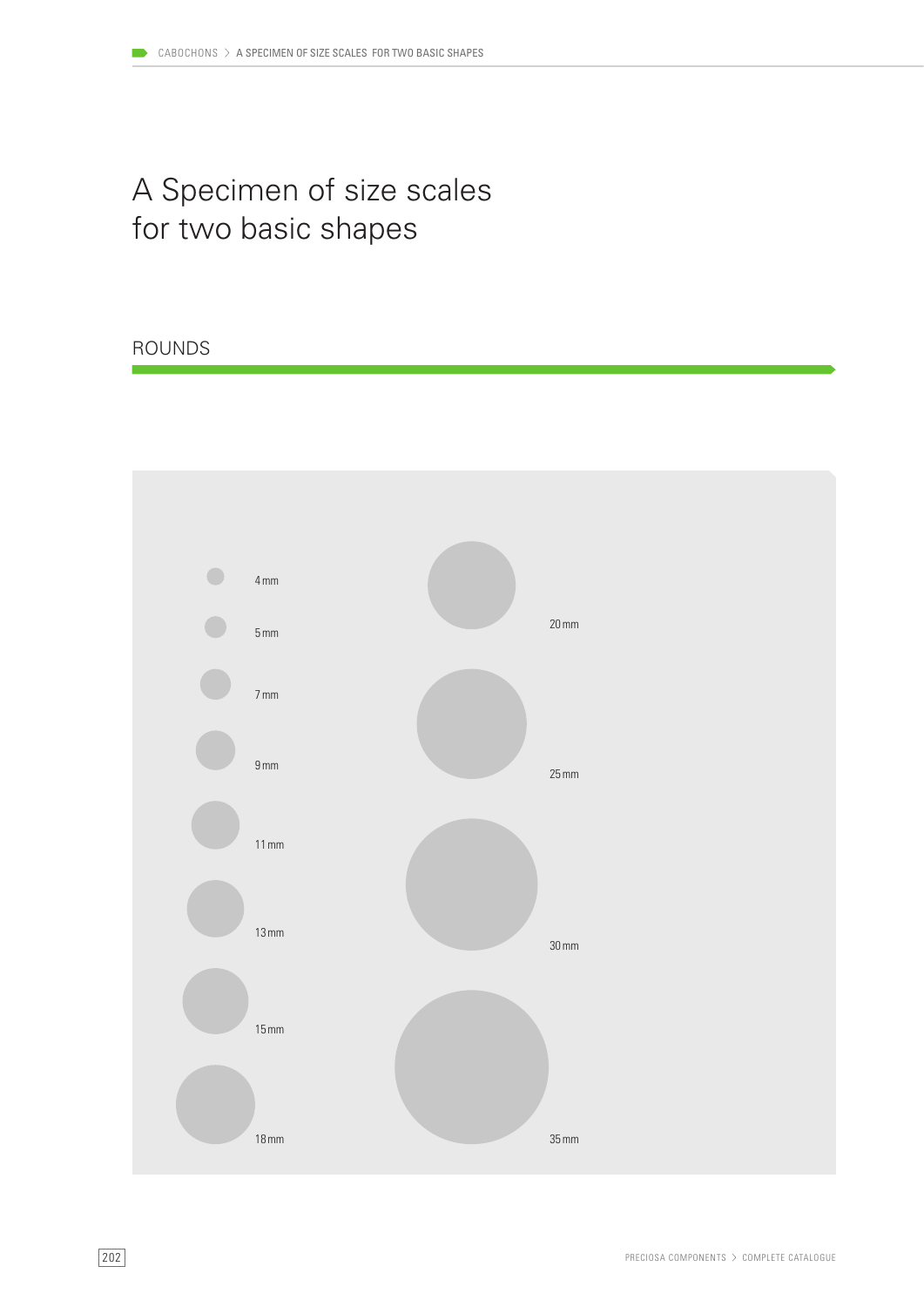# A Specimen of size scales for two basic shapes

## ROUNDS

4 mm

5 mm

7 mm

9 mm

11 mm

13 mm

15 mm

18 mm

20 mm

25 mm

30 mm

35 mm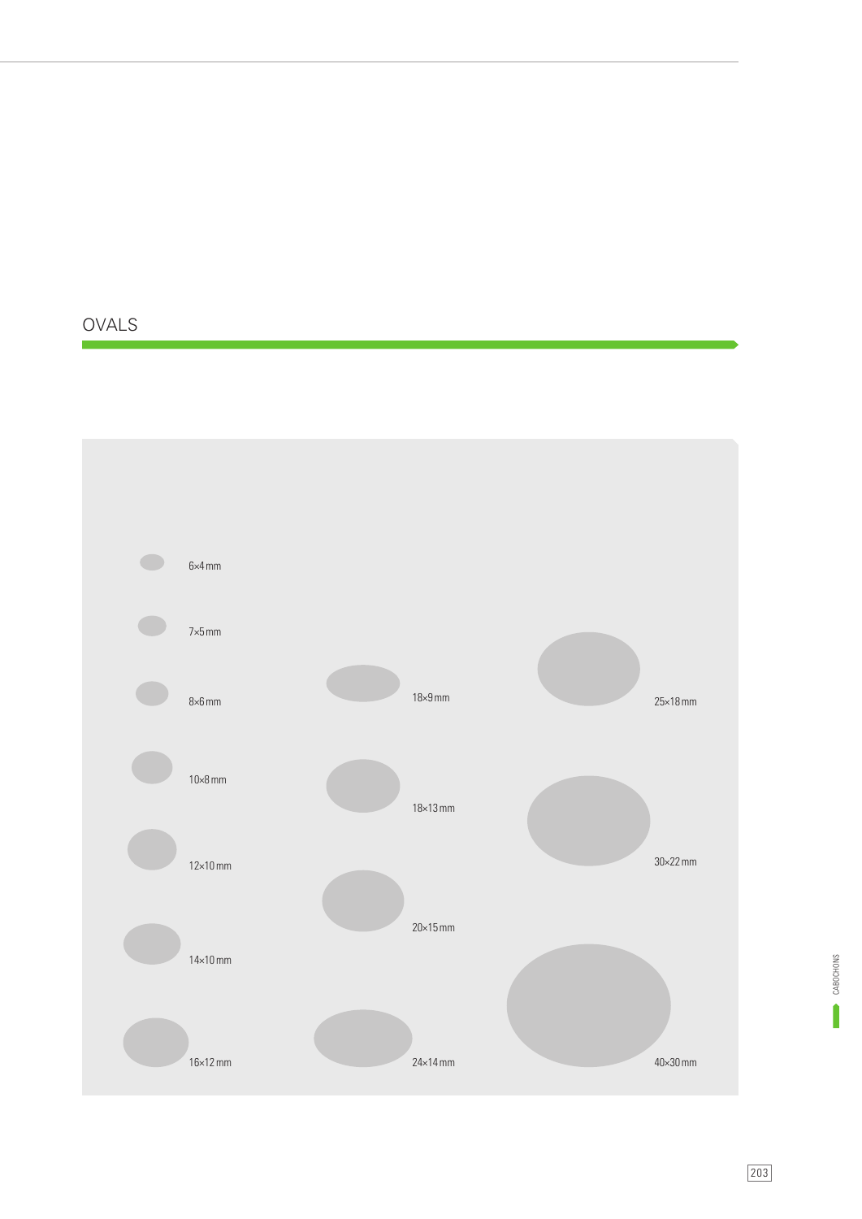## OVALS

6×4 mm

7×5 mm

8×6 mm

10×8 mm

12×10 mm

14×10 mm

16×12 mm

18×9 mm

18×13 mm

20×15 mm

24×14 mm

25×18 mm

30×22 mm

40×30 mm